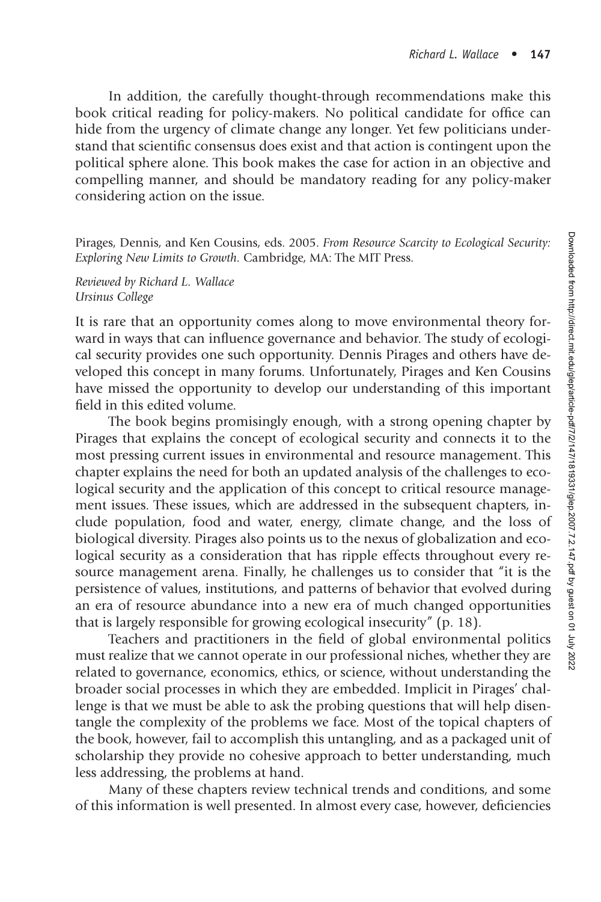In addition, the carefully thought-through recommendations make this book critical reading for policy-makers. No political candidate for office can hide from the urgency of climate change any longer. Yet few politicians understand that scientific consensus does exist and that action is contingent upon the political sphere alone. This book makes the case for action in an objective and compelling manner, and should be mandatory reading for any policy-maker considering action on the issue.

Pirages, Dennis, and Ken Cousins, eds. 2005. *From Resource Scarcity to Ecological Security: Exploring New Limits to Growth.* Cambridge, MA: The MIT Press.

*Reviewed by Richard L. Wallace*
*Ursinus College*

It is rare that an opportunity comes along to move environmental theory forward in ways that can influence governance and behavior. The study of ecological security provides one such opportunity. Dennis Pirages and others have developed this concept in many forums. Unfortunately, Pirages and Ken Cousins have missed the opportunity to develop our understanding of this important field in this edited volume.

The book begins promisingly enough, with a strong opening chapter by Pirages that explains the concept of ecological security and connects it to the most pressing current issues in environmental and resource management. This chapter explains the need for both an updated analysis of the challenges to ecological security and the application of this concept to critical resource management issues. These issues, which are addressed in the subsequent chapters, include population, food and water, energy, climate change, and the loss of biological diversity. Pirages also points us to the nexus of globalization and ecological security as a consideration that has ripple effects throughout every resource management arena. Finally, he challenges us to consider that "it is the persistence of values, institutions, and patterns of behavior that evolved during an era of resource abundance into a new era of much changed opportunities that is largely responsible for growing ecological insecurity" (p. 18).

Teachers and practitioners in the field of global environmental politics must realize that we cannot operate in our professional niches, whether they are related to governance, economics, ethics, or science, without understanding the broader social processes in which they are embedded. Implicit in Pirages' challenge is that we must be able to ask the probing questions that will help disentangle the complexity of the problems we face. Most of the topical chapters of the book, however, fail to accomplish this untangling, and as a packaged unit of scholarship they provide no cohesive approach to better understanding, much less addressing, the problems at hand.

Many of these chapters review technical trends and conditions, and some of this information is well presented. In almost every case, however, deficiencies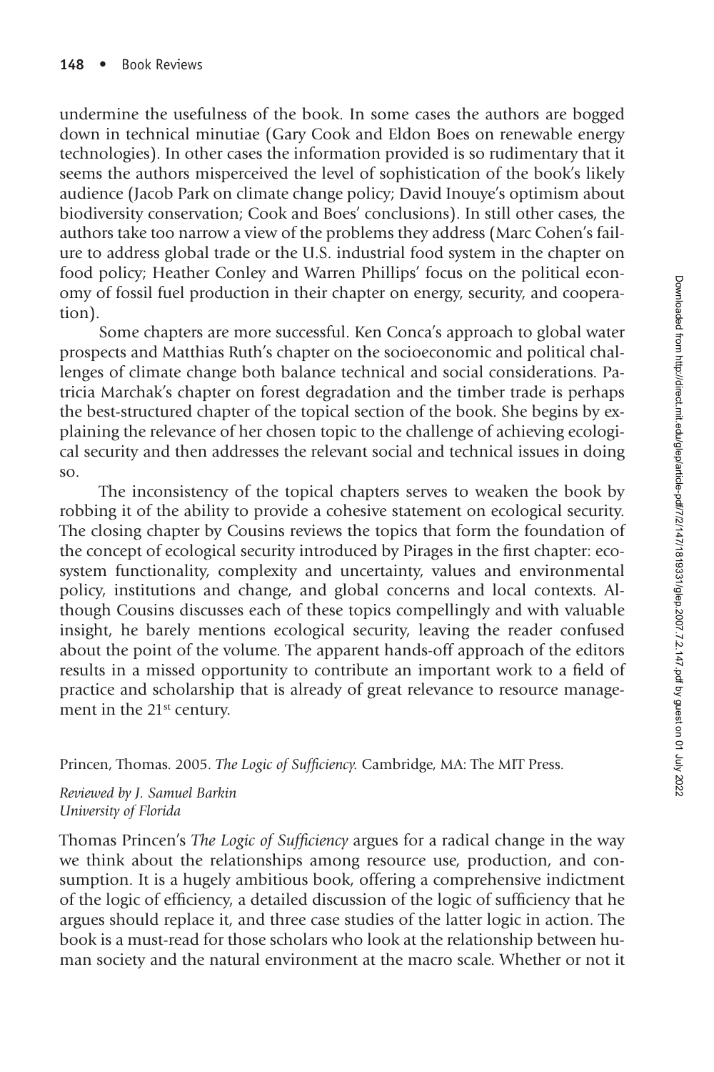undermine the usefulness of the book. In some cases the authors are bogged down in technical minutiae (Gary Cook and Eldon Boes on renewable energy technologies). In other cases the information provided is so rudimentary that it seems the authors misperceived the level of sophistication of the book's likely audience (Jacob Park on climate change policy; David Inouye's optimism about biodiversity conservation; Cook and Boes' conclusions). In still other cases, the authors take too narrow a view of the problems they address (Marc Cohen's failure to address global trade or the U.S. industrial food system in the chapter on food policy; Heather Conley and Warren Phillips' focus on the political economy of fossil fuel production in their chapter on energy, security, and cooperation).

Some chapters are more successful. Ken Conca's approach to global water prospects and Matthias Ruth's chapter on the socioeconomic and political challenges of climate change both balance technical and social considerations. Patricia Marchak's chapter on forest degradation and the timber trade is perhaps the best-structured chapter of the topical section of the book. She begins by explaining the relevance of her chosen topic to the challenge of achieving ecological security and then addresses the relevant social and technical issues in doing so.

The inconsistency of the topical chapters serves to weaken the book by robbing it of the ability to provide a cohesive statement on ecological security. The closing chapter by Cousins reviews the topics that form the foundation of the concept of ecological security introduced by Pirages in the first chapter: ecosystem functionality, complexity and uncertainty, values and environmental policy, institutions and change, and global concerns and local contexts. Although Cousins discusses each of these topics compellingly and with valuable insight, he barely mentions ecological security, leaving the reader confused about the point of the volume. The apparent hands-off approach of the editors results in a missed opportunity to contribute an important work to a field of practice and scholarship that is already of great relevance to resource management in the 21st century.

Princen, Thomas. 2005. *The Logic of Sufficiency.* Cambridge, MA: The MIT Press.

*Reviewed by J. Samuel Barkin*
*University of Florida*

Thomas Princen's *The Logic of Sufficiency* argues for a radical change in the way we think about the relationships among resource use, production, and consumption. It is a hugely ambitious book, offering a comprehensive indictment of the logic of efficiency, a detailed discussion of the logic of sufficiency that he argues should replace it, and three case studies of the latter logic in action. The book is a must-read for those scholars who look at the relationship between human society and the natural environment at the macro scale. Whether or not it